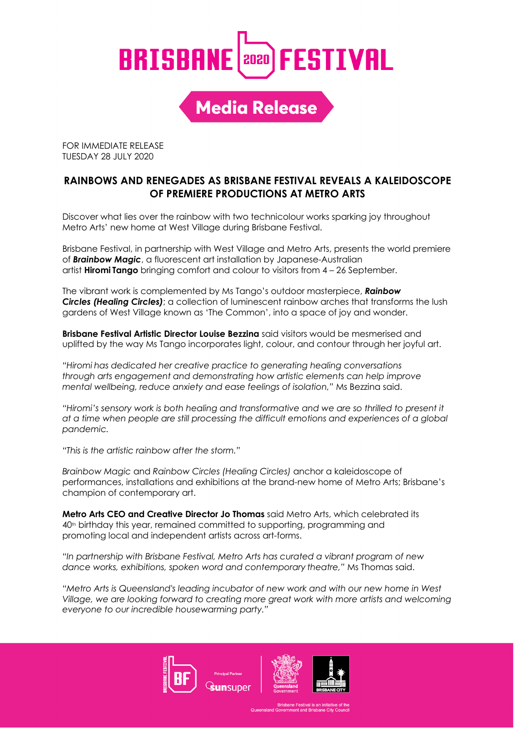# BRISBANE 2020 FESTIVAL

## Media Release

FOR IMMEDIATE RELEASE
TUESDAY 28 JULY 2020

### RAINBOWS AND RENEGADES AS BRISBANE FESTIVAL REVEALS A KALEIDOSCOPE OF PREMIERE PRODUCTIONS AT METRO ARTS

Discover what lies over the rainbow with two technicolour works sparking joy throughout Metro Arts' new home at West Village during Brisbane Festival.

Brisbane Festival, in partnership with West Village and Metro Arts, presents the world premiere of ***Brainbow Magic***, a fluorescent art installation by Japanese-Australian artist **Hiromi Tango** bringing comfort and colour to visitors from 4 – 26 September.

The vibrant work is complemented by Ms Tango's outdoor masterpiece, ***Rainbow Circles (Healing Circles)***; a collection of luminescent rainbow arches that transforms the lush gardens of West Village known as 'The Common', into a space of joy and wonder.

**Brisbane Festival Artistic Director Louise Bezzina** said visitors would be mesmerised and uplifted by the way Ms Tango incorporates light, colour, and contour through her joyful art.

*"Hiromi has dedicated her creative practice to generating healing conversations through arts engagement and demonstrating how artistic elements can help improve mental wellbeing, reduce anxiety and ease feelings of isolation,"* Ms Bezzina said.

*"Hiromi's sensory work is both healing and transformative and we are so thrilled to present it at a time when people are still processing the difficult emotions and experiences of a global pandemic.*

*"This is the artistic rainbow after the storm."*

*Brainbow Magic* and *Rainbow Circles (Healing Circles)* anchor a kaleidoscope of performances, installations and exhibitions at the brand-new home of Metro Arts; Brisbane's champion of contemporary art.

**Metro Arts CEO and Creative Director Jo Thomas** said Metro Arts, which celebrated its 40th birthday this year, remained committed to supporting, programming and promoting local and independent artists across art-forms.

*"In partnership with Brisbane Festival, Metro Arts has curated a vibrant program of new dance works, exhibitions, spoken word and contemporary theatre,"* Ms Thomas said.

*"Metro Arts is Queensland's leading incubator of new work and with our new home in West Village, we are looking forward to creating more great work with more artists and welcoming everyone to our incredible housewarming party."*

Principal Partner sunsuper

Brisbane Festival is an initiative of the Queensland Government and Brisbane City Council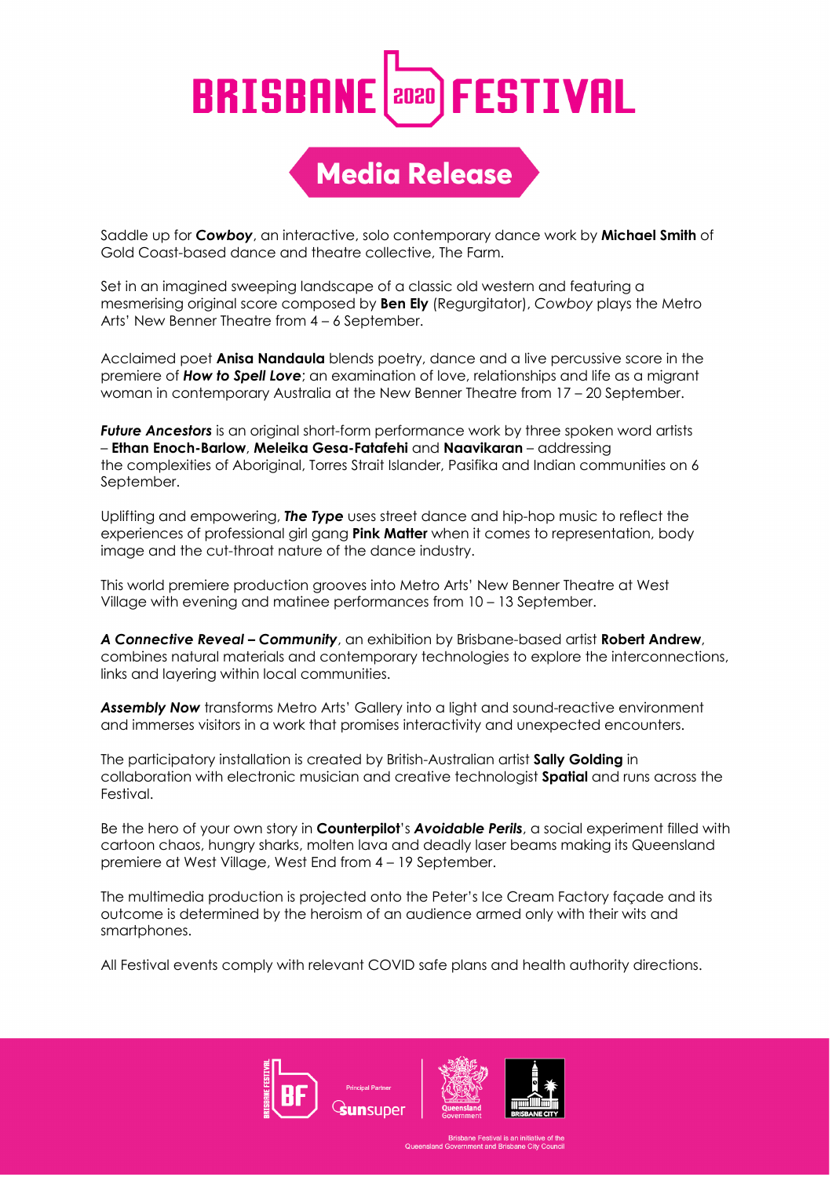Saddle up for ***Cowboy***, an interactive, solo contemporary dance work by **Michael Smith** of Gold Coast-based dance and theatre collective, The Farm.

Set in an imagined sweeping landscape of a classic old western and featuring a mesmerising original score composed by **Ben Ely** (Regurgitator), *Cowboy* plays the Metro Arts' New Benner Theatre from 4 – 6 September.

Acclaimed poet **Anisa Nandaula** blends poetry, dance and a live percussive score in the premiere of ***How to Spell Love***; an examination of love, relationships and life as a migrant woman in contemporary Australia at the New Benner Theatre from 17 – 20 September.

***Future Ancestors*** is an original short-form performance work by three spoken word artists – **Ethan Enoch-Barlow**, **Meleika Gesa-Fatafehi** and **Naavikaran** – addressing the complexities of Aboriginal, Torres Strait Islander, Pasifika and Indian communities on 6 September.

Uplifting and empowering, ***The Type*** uses street dance and hip-hop music to reflect the experiences of professional girl gang **Pink Matter** when it comes to representation, body image and the cut-throat nature of the dance industry.

This world premiere production grooves into Metro Arts' New Benner Theatre at West Village with evening and matinee performances from 10 – 13 September.

***A Connective Reveal – Community***, an exhibition by Brisbane-based artist **Robert Andrew**, combines natural materials and contemporary technologies to explore the interconnections, links and layering within local communities.

***Assembly Now*** transforms Metro Arts' Gallery into a light and sound-reactive environment and immerses visitors in a work that promises interactivity and unexpected encounters.

The participatory installation is created by British-Australian artist **Sally Golding** in collaboration with electronic musician and creative technologist **Spatial** and runs across the Festival.

Be the hero of your own story in **Counterpilot**'s ***Avoidable Perils***, a social experiment filled with cartoon chaos, hungry sharks, molten lava and deadly laser beams making its Queensland premiere at West Village, West End from 4 – 19 September.

The multimedia production is projected onto the Peter's Ice Cream Factory façade and its outcome is determined by the heroism of an audience armed only with their wits and smartphones.

All Festival events comply with relevant COVID safe plans and health authority directions.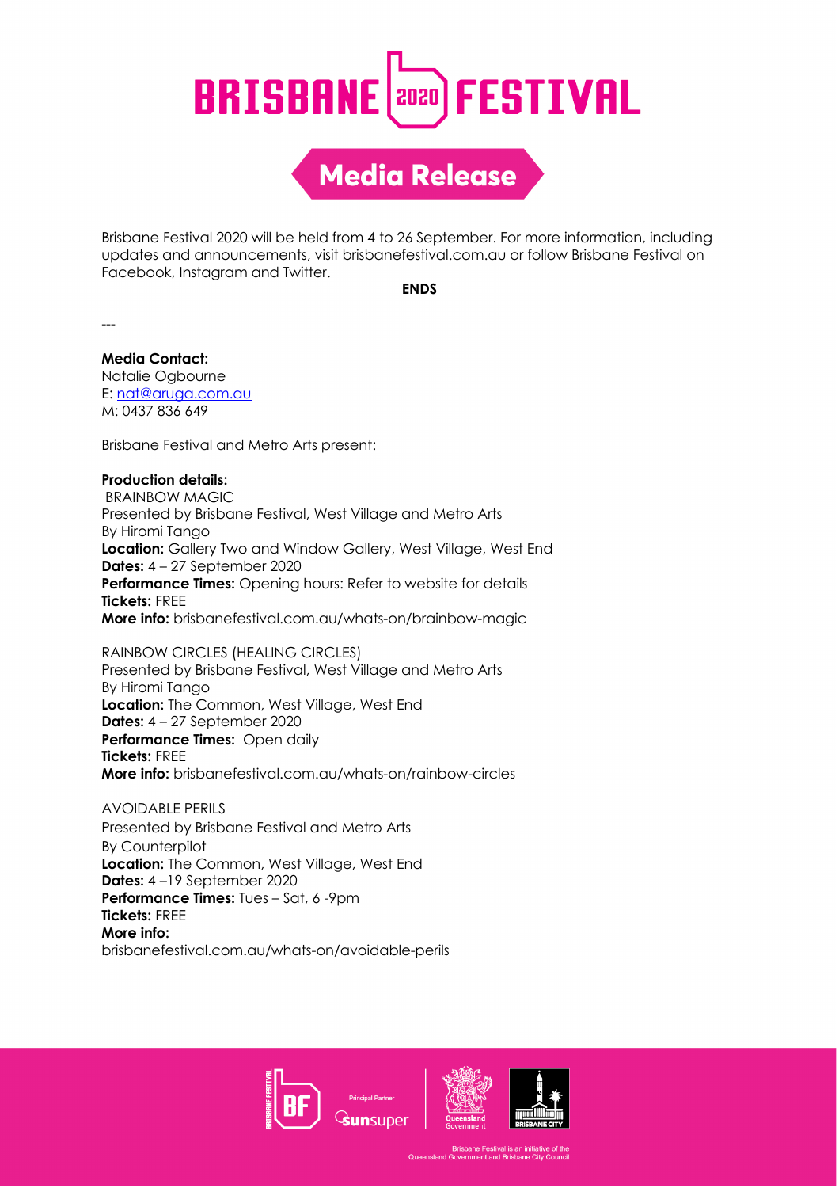Brisbane Festival 2020 will be held from 4 to 26 September. For more information, including updates and announcements, visit brisbanefestival.com.au or follow Brisbane Festival on Facebook, Instagram and Twitter.

**ENDS**

---

**Media Contact:**
Natalie Ogbourne
E: nat@aruga.com.au
M: 0437 836 649

Brisbane Festival and Metro Arts present:

**Production details:**
BRAINBOW MAGIC
Presented by Brisbane Festival, West Village and Metro Arts
By Hiromi Tango
**Location:** Gallery Two and Window Gallery, West Village, West End
**Dates:** 4 – 27 September 2020
**Performance Times:** Opening hours: Refer to website for details
**Tickets:** FREE
**More info:** brisbanefestival.com.au/whats-on/brainbow-magic

RAINBOW CIRCLES (HEALING CIRCLES)
Presented by Brisbane Festival, West Village and Metro Arts
By Hiromi Tango
**Location:** The Common, West Village, West End
**Dates:** 4 – 27 September 2020
**Performance Times:** Open daily
**Tickets:** FREE
**More info:** brisbanefestival.com.au/whats-on/rainbow-circles

AVOIDABLE PERILS
Presented by Brisbane Festival and Metro Arts
By Counterpilot
**Location:** The Common, West Village, West End
**Dates:** 4 –19 September 2020
**Performance Times:** Tues – Sat, 6 -9pm
**Tickets:** FREE
**More info:**
brisbanefestival.com.au/whats-on/avoidable-perils

Brisbane Festival is an initiative of the Queensland Government and Brisbane City Council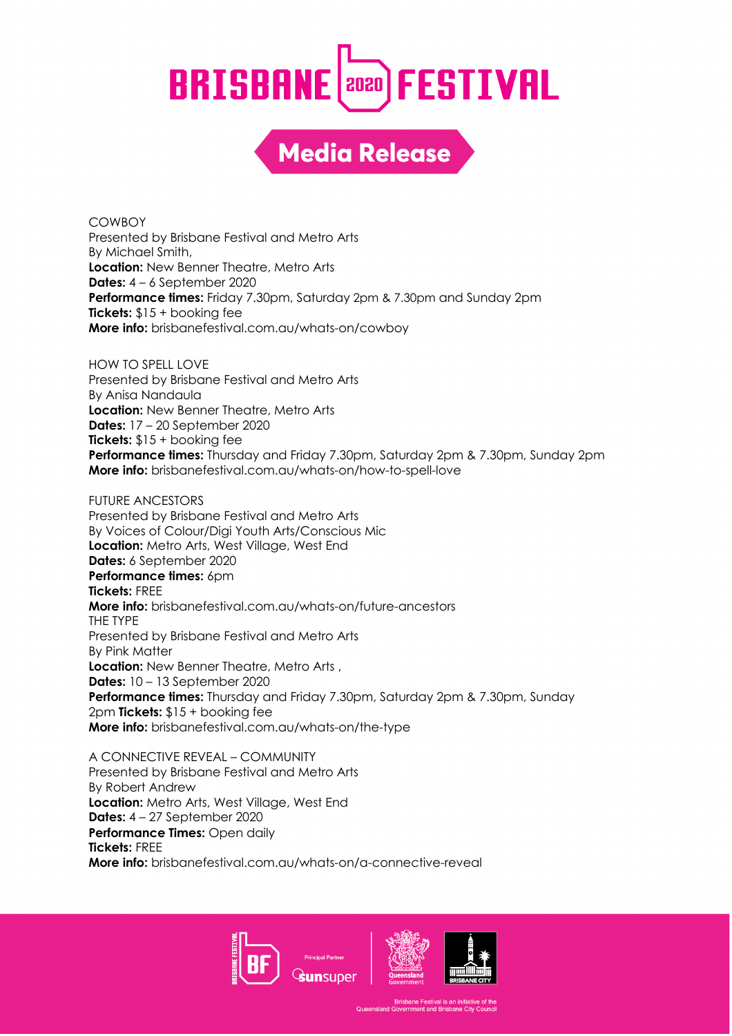COWBOY
Presented by Brisbane Festival and Metro Arts
By Michael Smith,
**Location:** New Benner Theatre, Metro Arts
**Dates:** 4 – 6 September 2020
**Performance times:** Friday 7.30pm, Saturday 2pm & 7.30pm and Sunday 2pm
**Tickets:** $15 + booking fee
**More info:** brisbanefestival.com.au/whats-on/cowboy

HOW TO SPELL LOVE
Presented by Brisbane Festival and Metro Arts
By Anisa Nandaula
**Location:** New Benner Theatre, Metro Arts
**Dates:** 17 – 20 September 2020
**Tickets:** $15 + booking fee
**Performance times:** Thursday and Friday 7.30pm, Saturday 2pm & 7.30pm, Sunday 2pm
**More info:** brisbanefestival.com.au/whats-on/how-to-spell-love

FUTURE ANCESTORS
Presented by Brisbane Festival and Metro Arts
By Voices of Colour/Digi Youth Arts/Conscious Mic
**Location:** Metro Arts, West Village, West End
**Dates:** 6 September 2020
**Performance times:** 6pm
**Tickets:** FREE
**More info:** brisbanefestival.com.au/whats-on/future-ancestors

THE TYPE
Presented by Brisbane Festival and Metro Arts
By Pink Matter
**Location:** New Benner Theatre, Metro Arts ,
**Dates:** 10 – 13 September 2020
**Performance times:** Thursday and Friday 7.30pm, Saturday 2pm & 7.30pm, Sunday 2pm **Tickets:** $15 + booking fee
**More info:** brisbanefestival.com.au/whats-on/the-type

A CONNECTIVE REVEAL – COMMUNITY
Presented by Brisbane Festival and Metro Arts
By Robert Andrew
**Location:** Metro Arts, West Village, West End
**Dates:** 4 – 27 September 2020
**Performance Times:** Open daily
**Tickets:** FREE
**More info:** brisbanefestival.com.au/whats-on/a-connective-reveal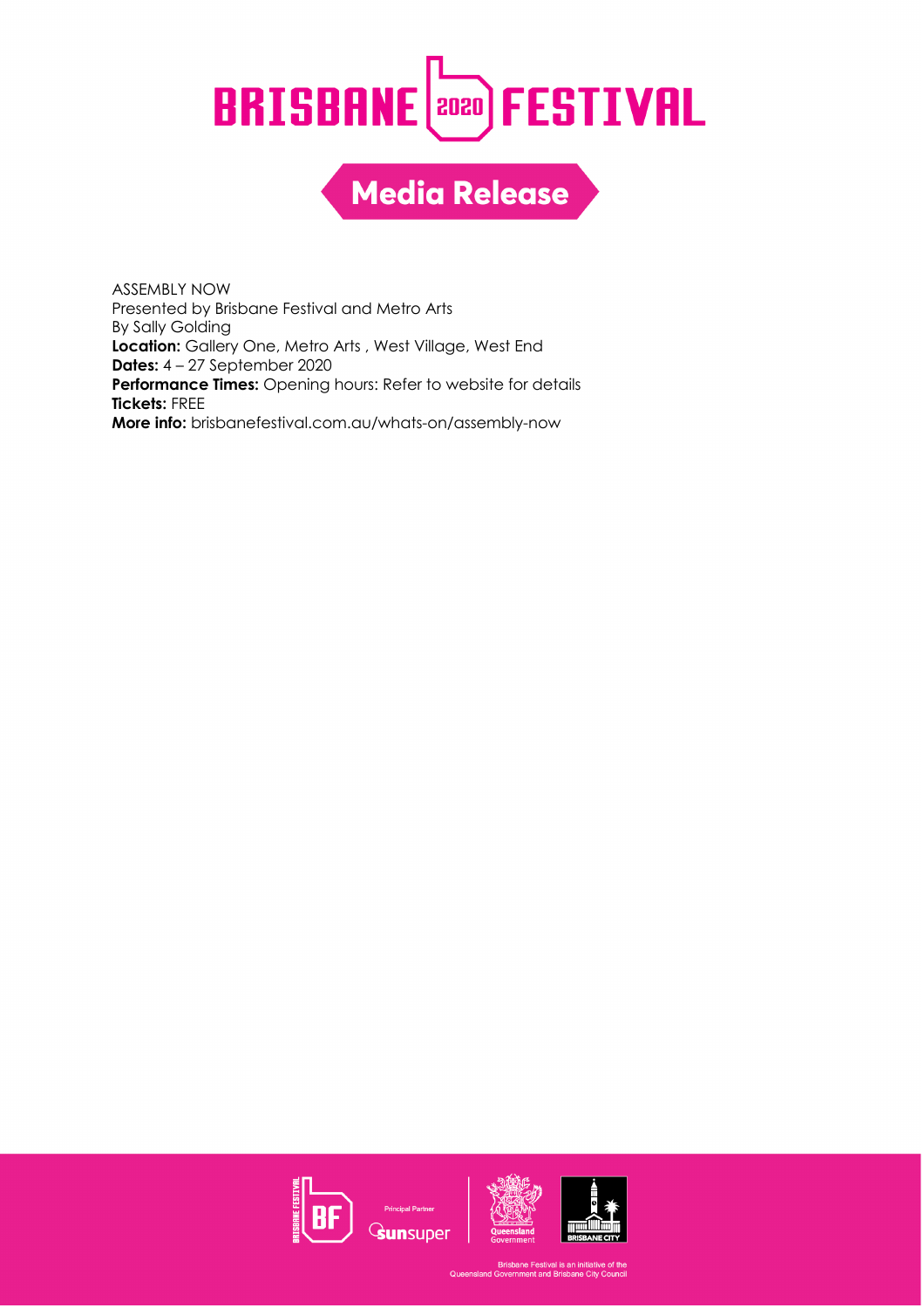# BRISBANE 2020 FESTIVAL

## Media Release

ASSEMBLY NOW
Presented by Brisbane Festival and Metro Arts
By Sally Golding
**Location:** Gallery One, Metro Arts , West Village, West End
**Dates:** 4 – 27 September 2020
**Performance Times:** Opening hours: Refer to website for details
**Tickets:** FREE
**More info:** brisbanefestival.com.au/whats-on/assembly-now

Principal Partner

Brisbane Festival is an initiative of the Queensland Government and Brisbane City Council